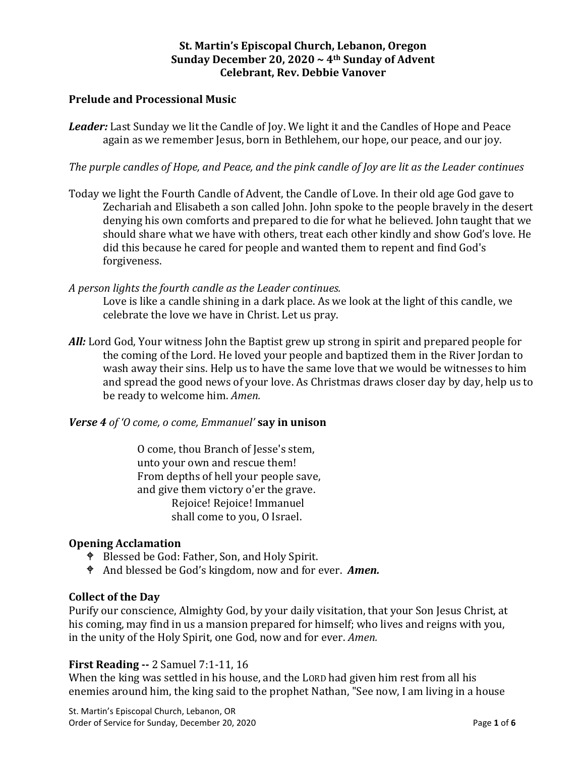**St. Martin's Episcopal Church, Lebanon, Oregon**
**Sunday December 20, 2020 ~ 4th Sunday of Advent**
**Celebrant, Rev. Debbie Vanover**

## Prelude and Processional Music

***Leader:*** Last Sunday we lit the Candle of Joy. We light it and the Candles of Hope and Peace again as we remember Jesus, born in Bethlehem, our hope, our peace, and our joy.

*The purple candles of Hope, and Peace, and the pink candle of Joy are lit as the Leader continues*

Today we light the Fourth Candle of Advent, the Candle of Love. In their old age God gave to Zechariah and Elisabeth a son called John. John spoke to the people bravely in the desert denying his own comforts and prepared to die for what he believed. John taught that we should share what we have with others, treat each other kindly and show God's love. He did this because he cared for people and wanted them to repent and find God's forgiveness.

*A person lights the fourth candle as the Leader continues.*

Love is like a candle shining in a dark place. As we look at the light of this candle, we celebrate the love we have in Christ. Let us pray.

***All:*** Lord God, Your witness John the Baptist grew up strong in spirit and prepared people for the coming of the Lord. He loved your people and baptized them in the River Jordan to wash away their sins. Help us to have the same love that we would be witnesses to him and spread the good news of your love. As Christmas draws closer day by day, help us to be ready to welcome him. *Amen.*

***Verse 4*** *of 'O come, o come, Emmanuel'* **say in unison**

O come, thou Branch of Jesse's stem,
unto your own and rescue them!
From depths of hell your people save,
and give them victory o'er the grave.
Rejoice! Rejoice! Immanuel
shall come to you, O Israel.

## Opening Acclamation

- Blessed be God: Father, Son, and Holy Spirit.
- And blessed be God's kingdom, now and for ever. ***Amen.***

## Collect of the Day

Purify our conscience, Almighty God, by your daily visitation, that your Son Jesus Christ, at his coming, may find in us a mansion prepared for himself; who lives and reigns with you, in the unity of the Holy Spirit, one God, now and for ever. *Amen.*

**First Reading --** 2 Samuel 7:1-11, 16

When the king was settled in his house, and the LORD had given him rest from all his enemies around him, the king said to the prophet Nathan, "See now, I am living in a house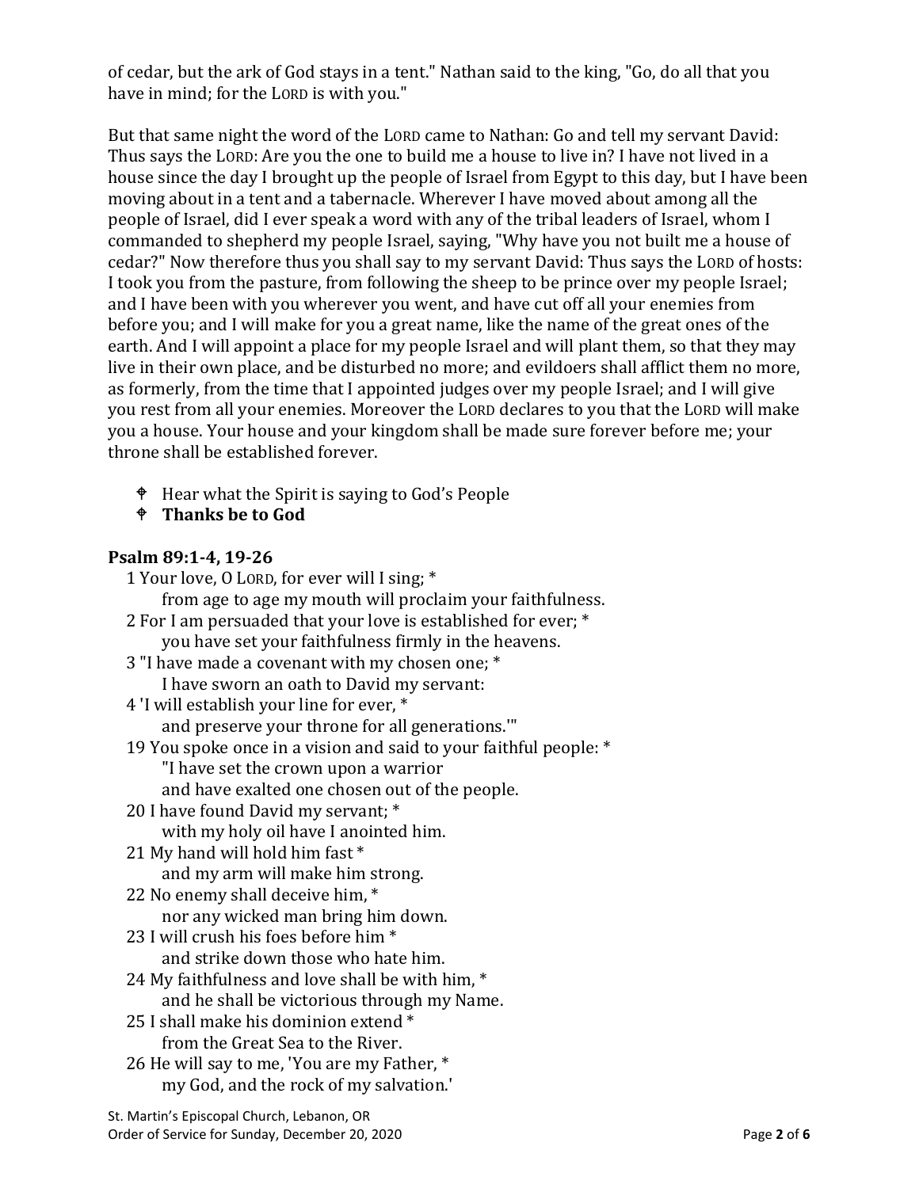of cedar, but the ark of God stays in a tent." Nathan said to the king, "Go, do all that you have in mind; for the LORD is with you."

But that same night the word of the LORD came to Nathan: Go and tell my servant David: Thus says the LORD: Are you the one to build me a house to live in? I have not lived in a house since the day I brought up the people of Israel from Egypt to this day, but I have been moving about in a tent and a tabernacle. Wherever I have moved about among all the people of Israel, did I ever speak a word with any of the tribal leaders of Israel, whom I commanded to shepherd my people Israel, saying, "Why have you not built me a house of cedar?" Now therefore thus you shall say to my servant David: Thus says the LORD of hosts: I took you from the pasture, from following the sheep to be prince over my people Israel; and I have been with you wherever you went, and have cut off all your enemies from before you; and I will make for you a great name, like the name of the great ones of the earth. And I will appoint a place for my people Israel and will plant them, so that they may live in their own place, and be disturbed no more; and evildoers shall afflict them no more, as formerly, from the time that I appointed judges over my people Israel; and I will give you rest from all your enemies. Moreover the LORD declares to you that the LORD will make you a house. Your house and your kingdom shall be made sure forever before me; your throne shall be established forever.

- Hear what the Spirit is saying to God's People
- **Thanks be to God**

**Psalm 89:1-4, 19-26**

1 Your love, O LORD, for ever will I sing; *
  from age to age my mouth will proclaim your faithfulness.
2 For I am persuaded that your love is established for ever; *
  you have set your faithfulness firmly in the heavens.
3 "I have made a covenant with my chosen one; *
  I have sworn an oath to David my servant:
4 'I will establish your line for ever, *
  and preserve your throne for all generations.'"
19 You spoke once in a vision and said to your faithful people: *
  "I have set the crown upon a warrior
  and have exalted one chosen out of the people.
20 I have found David my servant; *
  with my holy oil have I anointed him.
21 My hand will hold him fast *
  and my arm will make him strong.
22 No enemy shall deceive him, *
  nor any wicked man bring him down.
23 I will crush his foes before him *
  and strike down those who hate him.
24 My faithfulness and love shall be with him, *
  and he shall be victorious through my Name.
25 I shall make his dominion extend *
  from the Great Sea to the River.
26 He will say to me, 'You are my Father, *
  my God, and the rock of my salvation.'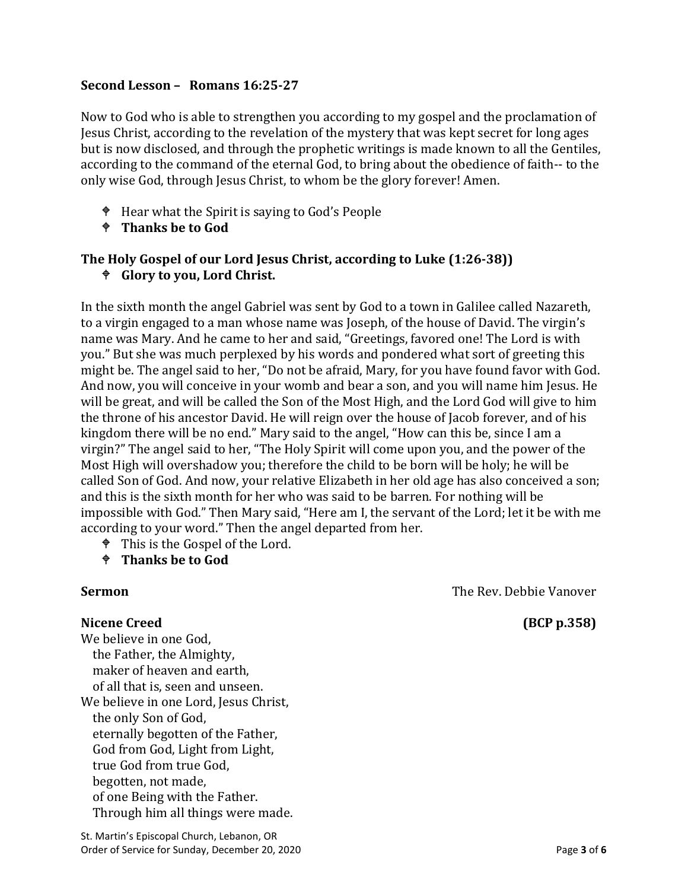**Second Lesson – Romans 16:25-27**

Now to God who is able to strengthen you according to my gospel and the proclamation of Jesus Christ, according to the revelation of the mystery that was kept secret for long ages but is now disclosed, and through the prophetic writings is made known to all the Gentiles, according to the command of the eternal God, to bring about the obedience of faith-- to the only wise God, through Jesus Christ, to whom be the glory forever! Amen.

- ☩ Hear what the Spirit is saying to God's People
- ☩ **Thanks be to God**

**The Holy Gospel of our Lord Jesus Christ, according to Luke (1:26-38))**

- ☩ **Glory to you, Lord Christ.**

In the sixth month the angel Gabriel was sent by God to a town in Galilee called Nazareth, to a virgin engaged to a man whose name was Joseph, of the house of David. The virgin's name was Mary. And he came to her and said, "Greetings, favored one! The Lord is with you." But she was much perplexed by his words and pondered what sort of greeting this might be. The angel said to her, "Do not be afraid, Mary, for you have found favor with God. And now, you will conceive in your womb and bear a son, and you will name him Jesus. He will be great, and will be called the Son of the Most High, and the Lord God will give to him the throne of his ancestor David. He will reign over the house of Jacob forever, and of his kingdom there will be no end." Mary said to the angel, "How can this be, since I am a virgin?" The angel said to her, "The Holy Spirit will come upon you, and the power of the Most High will overshadow you; therefore the child to be born will be holy; he will be called Son of God. And now, your relative Elizabeth in her old age has also conceived a son; and this is the sixth month for her who was said to be barren. For nothing will be impossible with God." Then Mary said, "Here am I, the servant of the Lord; let it be with me according to your word." Then the angel departed from her.

- ☩ This is the Gospel of the Lord.
- ☩ **Thanks be to God**

**Sermon** — The Rev. Debbie Vanover

**Nicene Creed** **(BCP p.358)**

We believe in one God,
  the Father, the Almighty,
  maker of heaven and earth,
  of all that is, seen and unseen.
We believe in one Lord, Jesus Christ,
  the only Son of God,
  eternally begotten of the Father,
  God from God, Light from Light,
  true God from true God,
  begotten, not made,
  of one Being with the Father.
  Through him all things were made.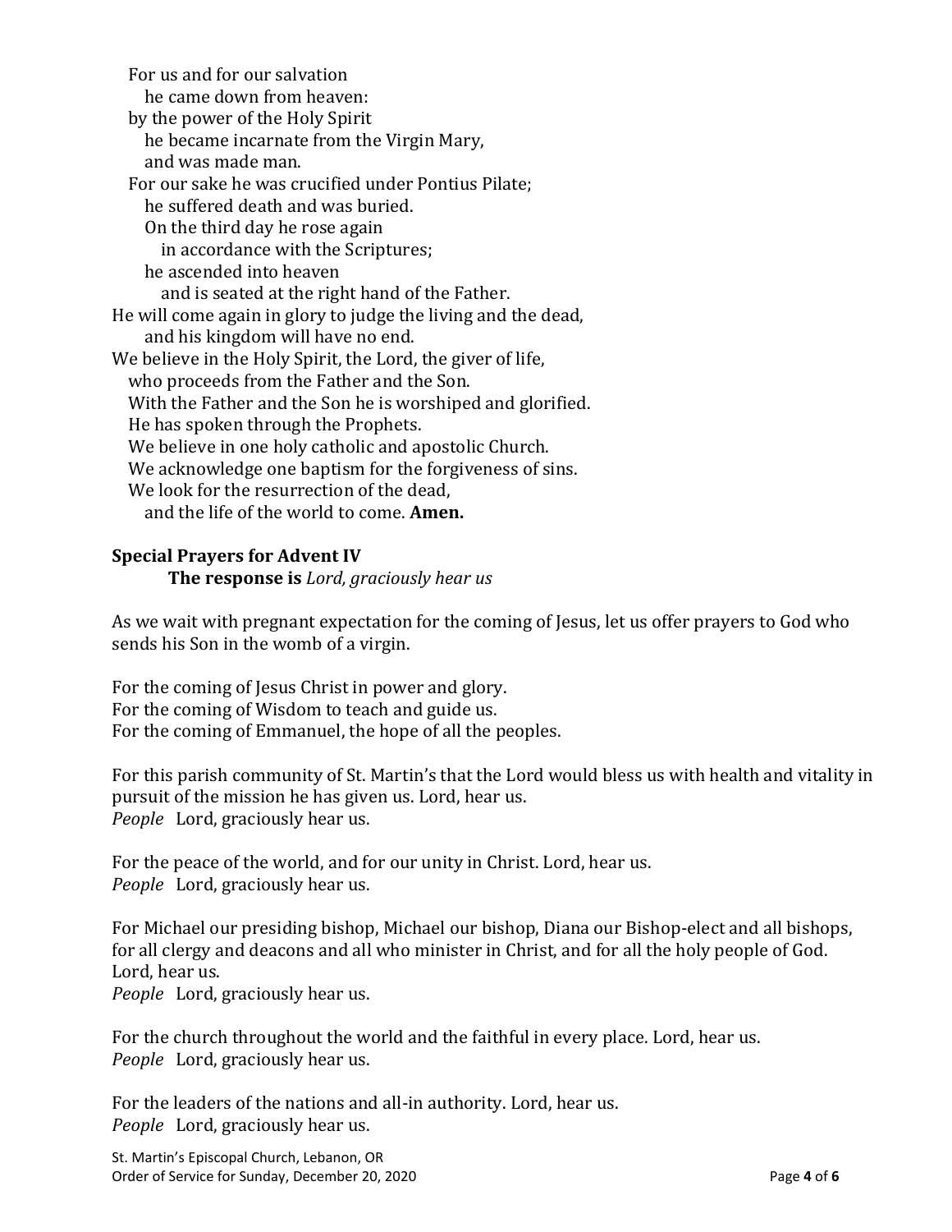For us and for our salvation  
he came down from heaven:  
by the power of the Holy Spirit  
he became incarnate from the Virgin Mary,  
and was made man.  
For our sake he was crucified under Pontius Pilate;  
he suffered death and was buried.  
On the third day he rose again  
in accordance with the Scriptures;  
he ascended into heaven  
and is seated at the right hand of the Father.  
He will come again in glory to judge the living and the dead,  
and his kingdom will have no end.  
We believe in the Holy Spirit, the Lord, the giver of life,  
who proceeds from the Father and the Son.  
With the Father and the Son he is worshiped and glorified.  
He has spoken through the Prophets.  
We believe in one holy catholic and apostolic Church.  
We acknowledge one baptism for the forgiveness of sins.  
We look for the resurrection of the dead,  
and the life of the world to come. **Amen.**

**Special Prayers for Advent IV**

**The response is** *Lord, graciously hear us*

As we wait with pregnant expectation for the coming of Jesus, let us offer prayers to God who sends his Son in the womb of a virgin.

For the coming of Jesus Christ in power and glory.  
For the coming of Wisdom to teach and guide us.  
For the coming of Emmanuel, the hope of all the peoples.

For this parish community of St. Martin's that the Lord would bless us with health and vitality in pursuit of the mission he has given us. Lord, hear us.  
*People* Lord, graciously hear us.

For the peace of the world, and for our unity in Christ. Lord, hear us.  
*People* Lord, graciously hear us.

For Michael our presiding bishop, Michael our bishop, Diana our Bishop-elect and all bishops, for all clergy and deacons and all who minister in Christ, and for all the holy people of God. Lord, hear us.  
*People* Lord, graciously hear us.

For the church throughout the world and the faithful in every place. Lord, hear us.  
*People* Lord, graciously hear us.

For the leaders of the nations and all-in authority. Lord, hear us.  
*People* Lord, graciously hear us.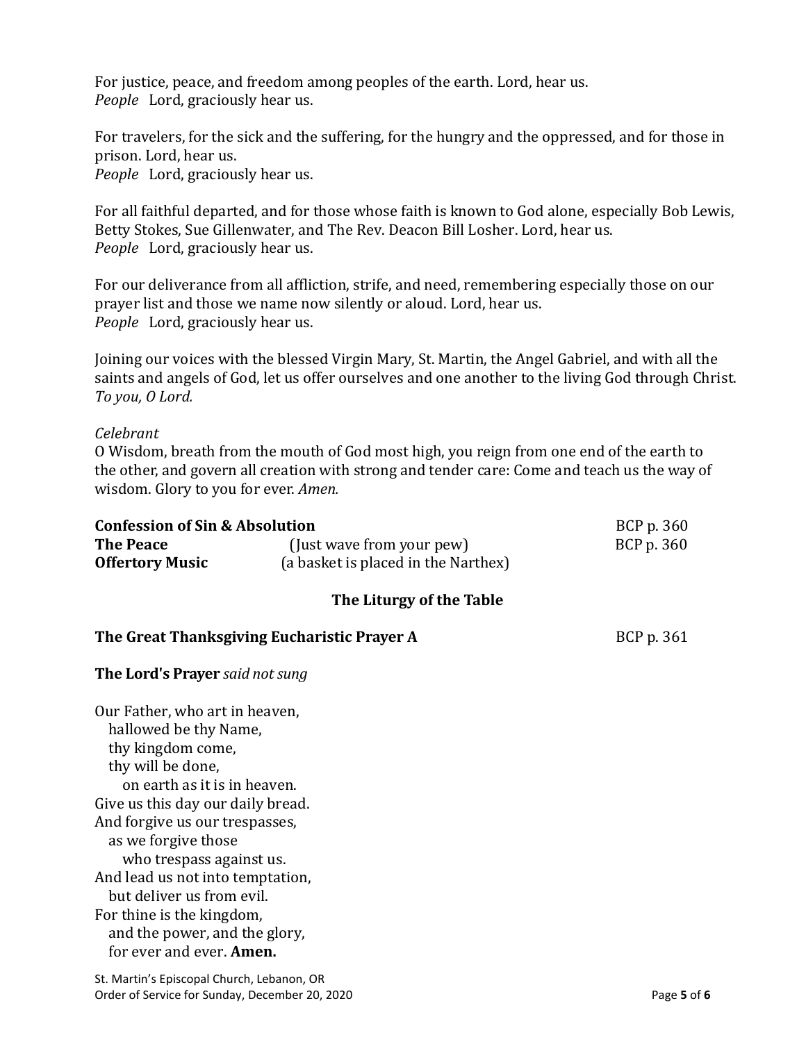For justice, peace, and freedom among peoples of the earth. Lord, hear us.
*People* Lord, graciously hear us.

For travelers, for the sick and the suffering, for the hungry and the oppressed, and for those in prison. Lord, hear us.
*People* Lord, graciously hear us.

For all faithful departed, and for those whose faith is known to God alone, especially Bob Lewis, Betty Stokes, Sue Gillenwater, and The Rev. Deacon Bill Losher. Lord, hear us.
*People* Lord, graciously hear us.

For our deliverance from all affliction, strife, and need, remembering especially those on our prayer list and those we name now silently or aloud. Lord, hear us.
*People* Lord, graciously hear us.

Joining our voices with the blessed Virgin Mary, St. Martin, the Angel Gabriel, and with all the saints and angels of God, let us offer ourselves and one another to the living God through Christ.
*To you, O Lord.*

*Celebrant*
O Wisdom, breath from the mouth of God most high, you reign from one end of the earth to the other, and govern all creation with strong and tender care: Come and teach us the way of wisdom. Glory to you for ever. *Amen.*

**Confession of Sin & Absolution** BCP p. 360
**The Peace** (Just wave from your pew) BCP p. 360
**Offertory Music** (a basket is placed in the Narthex)

## The Liturgy of the Table

**The Great Thanksgiving Eucharistic Prayer A** BCP p. 361

**The Lord's Prayer** *said not sung*

Our Father, who art in heaven,
hallowed be thy Name,
thy kingdom come,
thy will be done,
on earth as it is in heaven.
Give us this day our daily bread.
And forgive us our trespasses,
as we forgive those
who trespass against us.
And lead us not into temptation,
but deliver us from evil.
For thine is the kingdom,
and the power, and the glory,
for ever and ever. **Amen.**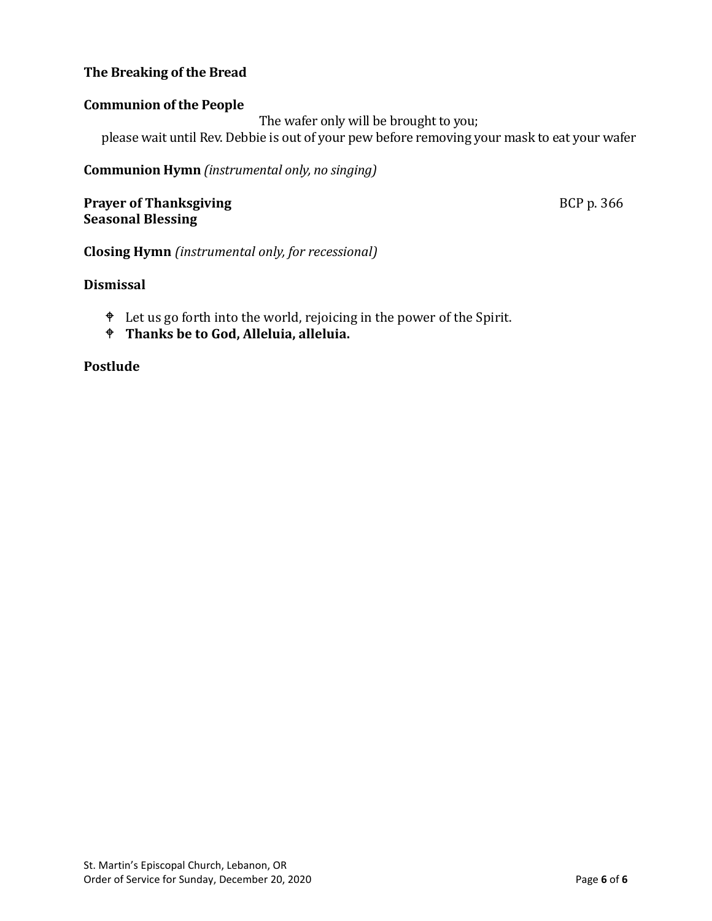**The Breaking of the Bread**

**Communion of the People**

The wafer only will be brought to you;
please wait until Rev. Debbie is out of your pew before removing your mask to eat your wafer

**Communion Hymn** *(instrumental only, no singing)*

**Prayer of Thanksgiving** BCP p. 366
**Seasonal Blessing**

**Closing Hymn** *(instrumental only, for recessional)*

**Dismissal**

- Let us go forth into the world, rejoicing in the power of the Spirit.
- **Thanks be to God, Alleluia, alleluia.**

**Postlude**